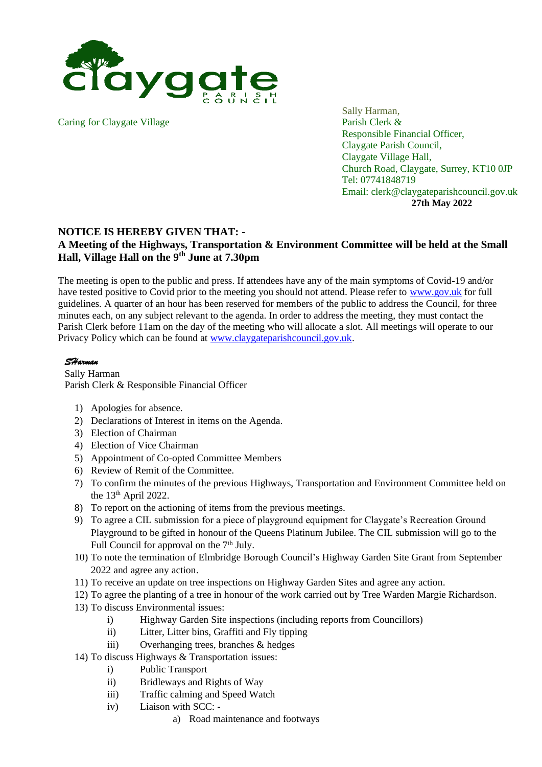claygate PARISH COUNCIL

Caring for Claygate Village

Sally Harman,
Parish Clerk &
Responsible Financial Officer,
Claygate Parish Council,
Claygate Village Hall,
Church Road, Claygate, Surrey, KT10 0JP
Tel: 07741848719
Email: clerk@claygateparishcouncil.gov.uk

**27th May 2022**

## NOTICE IS HEREBY GIVEN THAT: -

## A Meeting of the Highways, Transportation & Environment Committee will be held at the Small Hall, Village Hall on the 9th June at 7.30pm

The meeting is open to the public and press. If attendees have any of the main symptoms of Covid-19 and/or have tested positive to Covid prior to the meeting you should not attend. Please refer to www.gov.uk for full guidelines. A quarter of an hour has been reserved for members of the public to address the Council, for three minutes each, on any subject relevant to the agenda. In order to address the meeting, they must contact the Parish Clerk before 11am on the day of the meeting who will allocate a slot. All meetings will operate to our Privacy Policy which can be found at www.claygateparishcouncil.gov.uk.

*SHarman*
Sally Harman
Parish Clerk & Responsible Financial Officer

1) Apologies for absence.
2) Declarations of Interest in items on the Agenda.
3) Election of Chairman
4) Election of Vice Chairman
5) Appointment of Co-opted Committee Members
6) Review of Remit of the Committee.
7) To confirm the minutes of the previous Highways, Transportation and Environment Committee held on the 13th April 2022.
8) To report on the actioning of items from the previous meetings.
9) To agree a CIL submission for a piece of playground equipment for Claygate's Recreation Ground Playground to be gifted in honour of the Queens Platinum Jubilee. The CIL submission will go to the Full Council for approval on the 7th July.
10) To note the termination of Elmbridge Borough Council's Highway Garden Site Grant from September 2022 and agree any action.
11) To receive an update on tree inspections on Highway Garden Sites and agree any action.
12) To agree the planting of a tree in honour of the work carried out by Tree Warden Margie Richardson.
13) To discuss Environmental issues:
    i) Highway Garden Site inspections (including reports from Councillors)
    ii) Litter, Litter bins, Graffiti and Fly tipping
    iii) Overhanging trees, branches & hedges
14) To discuss Highways & Transportation issues:
    i) Public Transport
    ii) Bridleways and Rights of Way
    iii) Traffic calming and Speed Watch
    iv) Liaison with SCC: -
        a) Road maintenance and footways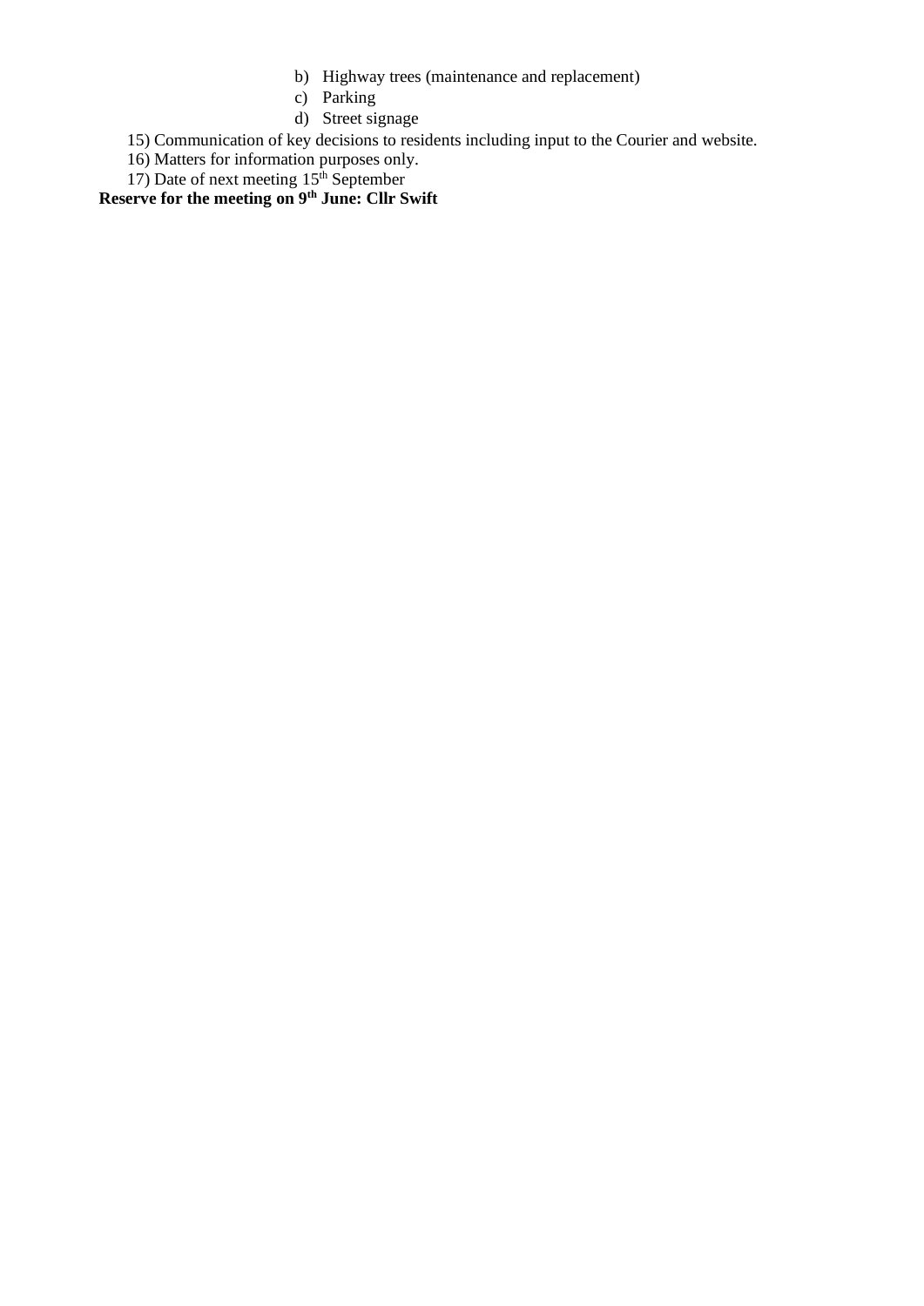b) Highway trees (maintenance and replacement)
   c) Parking
   d) Street signage

15) Communication of key decisions to residents including input to the Courier and website.
16) Matters for information purposes only.
17) Date of next meeting 15th September

**Reserve for the meeting on 9th June: Cllr Swift**